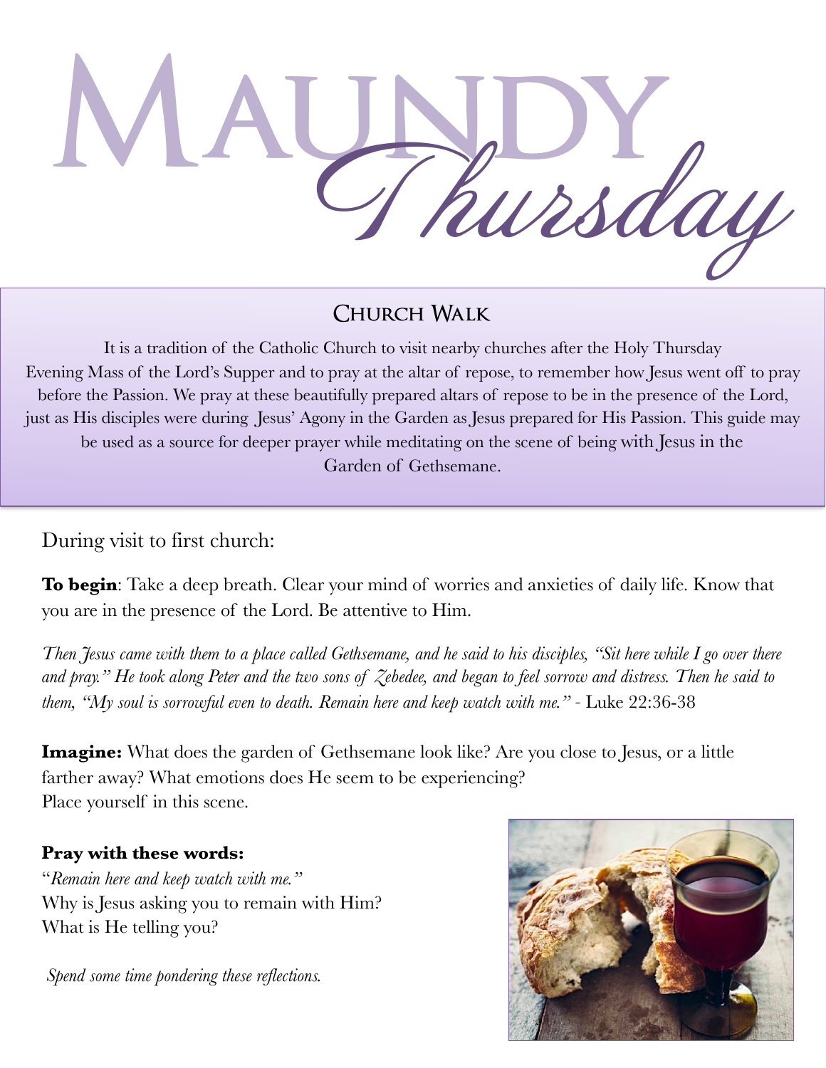# Maundy Thursday

## Church Walk

It is a tradition of the Catholic Church to visit nearby churches after the Holy Thursday Evening Mass of the Lord's Supper and to pray at the altar of repose, to remember how Jesus went off to pray before the Passion. We pray at these beautifully prepared altars of repose to be in the presence of the Lord, just as His disciples were during Jesus' Agony in the Garden as Jesus prepared for His Passion. This guide may be used as a source for deeper prayer while meditating on the scene of being with Jesus in the Garden of Gethsemane.

During visit to first church:

**To begin**: Take a deep breath. Clear your mind of worries and anxieties of daily life. Know that you are in the presence of the Lord. Be attentive to Him.

*Then Jesus came with them to a place called Gethsemane, and he said to his disciples, "Sit here while I go over there and pray." He took along Peter and the two sons of Zebedee, and began to feel sorrow and distress. Then he said to them, "My soul is sorrowful even to death. Remain here and keep watch with me."* - Luke 22:36-38

**Imagine:** What does the garden of Gethsemane look like? Are you close to Jesus, or a little farther away? What emotions does He seem to be experiencing?
Place yourself in this scene.

**Pray with these words:**
"*Remain here and keep watch with me.*"
Why is Jesus asking you to remain with Him?
What is He telling you?

*Spend some time pondering these reflections.*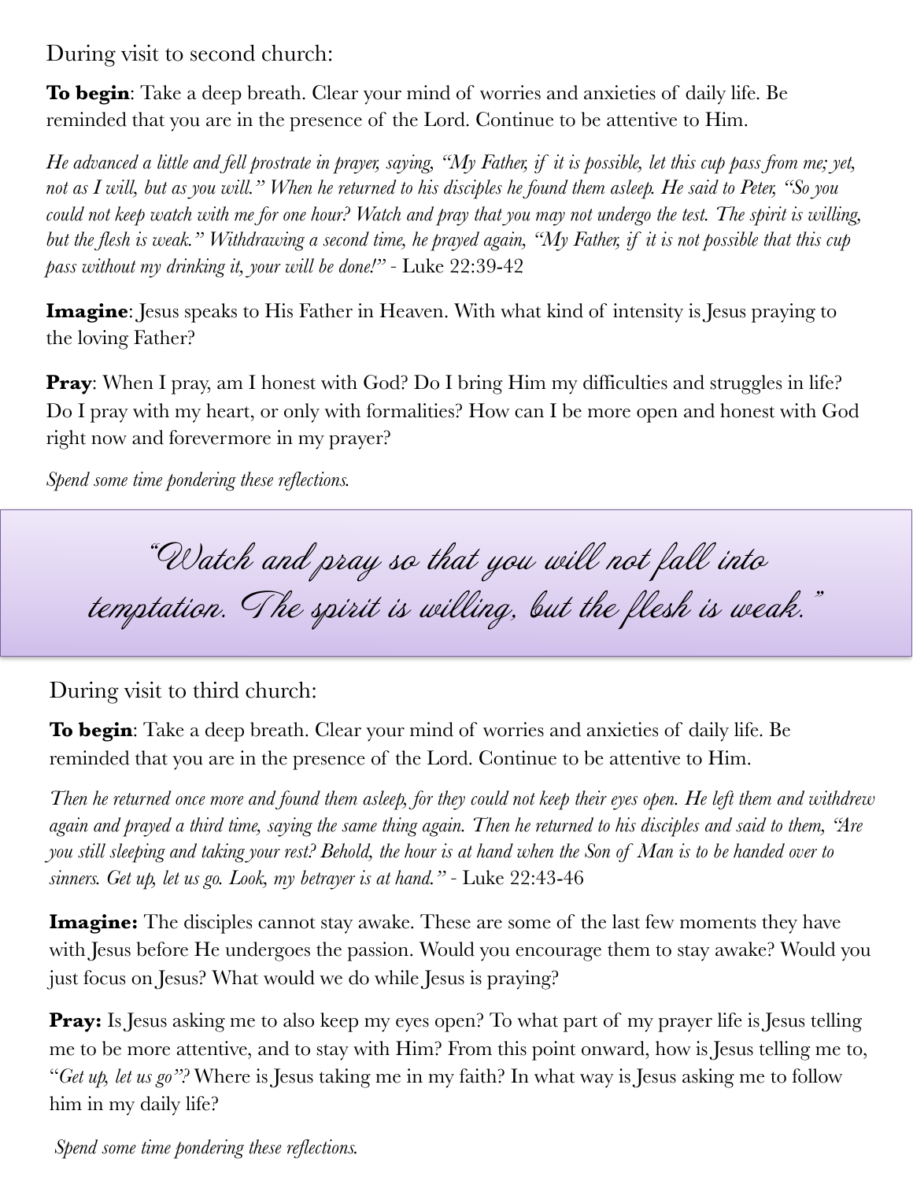During visit to second church:

**To begin**: Take a deep breath. Clear your mind of worries and anxieties of daily life. Be reminded that you are in the presence of the Lord. Continue to be attentive to Him.

*He advanced a little and fell prostrate in prayer, saying, "My Father, if it is possible, let this cup pass from me; yet, not as I will, but as you will." When he returned to his disciples he found them asleep. He said to Peter, "So you could not keep watch with me for one hour? Watch and pray that you may not undergo the test. The spirit is willing, but the flesh is weak." Withdrawing a second time, he prayed again, "My Father, if it is not possible that this cup pass without my drinking it, your will be done!"* - Luke 22:39-42

**Imagine**: Jesus speaks to His Father in Heaven. With what kind of intensity is Jesus praying to the loving Father?

**Pray**: When I pray, am I honest with God? Do I bring Him my difficulties and struggles in life? Do I pray with my heart, or only with formalities? How can I be more open and honest with God right now and forevermore in my prayer?

*Spend some time pondering these reflections.*

> *"Watch and pray so that you will not fall into temptation. The spirit is willing, but the flesh is weak."*

During visit to third church:

**To begin**: Take a deep breath. Clear your mind of worries and anxieties of daily life. Be reminded that you are in the presence of the Lord. Continue to be attentive to Him.

*Then he returned once more and found them asleep, for they could not keep their eyes open. He left them and withdrew again and prayed a third time, saying the same thing again. Then he returned to his disciples and said to them, "Are you still sleeping and taking your rest? Behold, the hour is at hand when the Son of Man is to be handed over to sinners. Get up, let us go. Look, my betrayer is at hand."* - Luke 22:43-46

**Imagine:** The disciples cannot stay awake. These are some of the last few moments they have with Jesus before He undergoes the passion. Would you encourage them to stay awake? Would you just focus on Jesus? What would we do while Jesus is praying?

**Pray:** Is Jesus asking me to also keep my eyes open? To what part of my prayer life is Jesus telling me to be more attentive, and to stay with Him? From this point onward, how is Jesus telling me to, "*Get up, let us go*"? Where is Jesus taking me in my faith? In what way is Jesus asking me to follow him in my daily life?

*Spend some time pondering these reflections.*